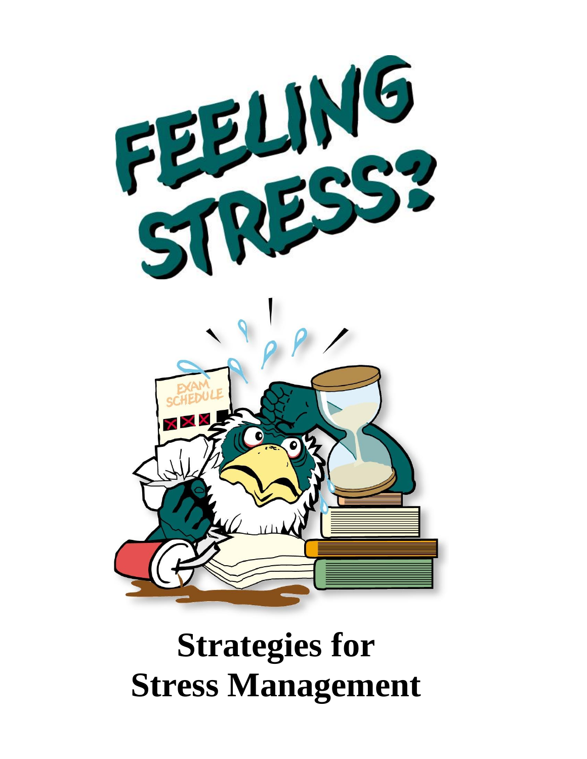# FEELING STRESS?

# Strategies for Stress Management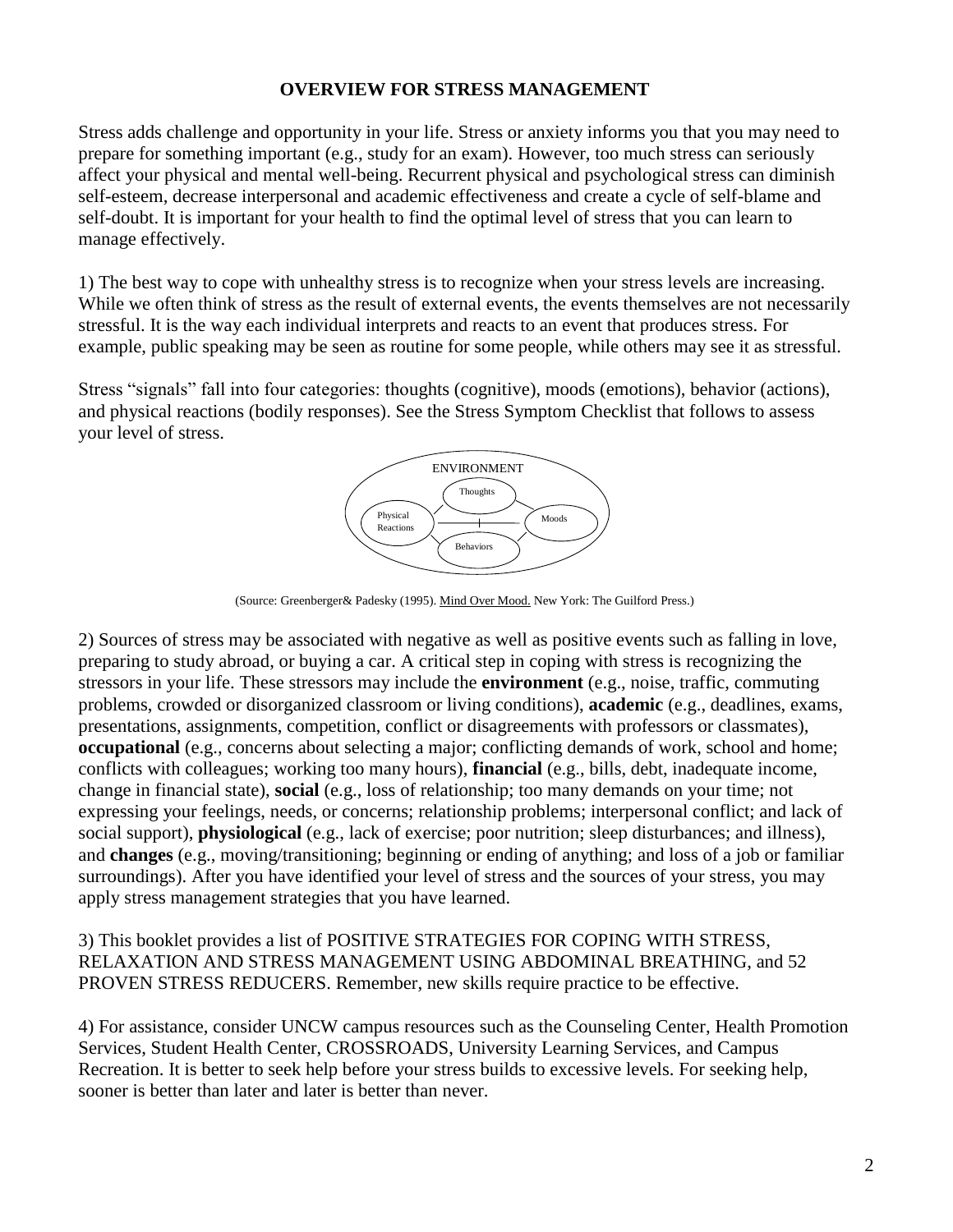# OVERVIEW FOR STRESS MANAGEMENT

Stress adds challenge and opportunity in your life. Stress or anxiety informs you that you may need to prepare for something important (e.g., study for an exam). However, too much stress can seriously affect your physical and mental well-being. Recurrent physical and psychological stress can diminish self-esteem, decrease interpersonal and academic effectiveness and create a cycle of self-blame and self-doubt. It is important for your health to find the optimal level of stress that you can learn to manage effectively.

1) The best way to cope with unhealthy stress is to recognize when your stress levels are increasing. While we often think of stress as the result of external events, the events themselves are not necessarily stressful. It is the way each individual interprets and reacts to an event that produces stress. For example, public speaking may be seen as routine for some people, while others may see it as stressful.

Stress "signals" fall into four categories: thoughts (cognitive), moods (emotions), behavior (actions), and physical reactions (bodily responses). See the Stress Symptom Checklist that follows to assess your level of stress.

ENVIRONMENT

Thoughts

Physical Reactions

Moods

Behaviors

(Source: Greenberger& Padesky (1995). Mind Over Mood. New York: The Guilford Press.)

2) Sources of stress may be associated with negative as well as positive events such as falling in love, preparing to study abroad, or buying a car. A critical step in coping with stress is recognizing the stressors in your life. These stressors may include the **environment** (e.g., noise, traffic, commuting problems, crowded or disorganized classroom or living conditions), **academic** (e.g., deadlines, exams, presentations, assignments, competition, conflict or disagreements with professors or classmates), **occupational** (e.g., concerns about selecting a major; conflicting demands of work, school and home; conflicts with colleagues; working too many hours), **financial** (e.g., bills, debt, inadequate income, change in financial state), **social** (e.g., loss of relationship; too many demands on your time; not expressing your feelings, needs, or concerns; relationship problems; interpersonal conflict; and lack of social support), **physiological** (e.g., lack of exercise; poor nutrition; sleep disturbances; and illness), and **changes** (e.g., moving/transitioning; beginning or ending of anything; and loss of a job or familiar surroundings). After you have identified your level of stress and the sources of your stress, you may apply stress management strategies that you have learned.

3) This booklet provides a list of POSITIVE STRATEGIES FOR COPING WITH STRESS, RELAXATION AND STRESS MANAGEMENT USING ABDOMINAL BREATHING, and 52 PROVEN STRESS REDUCERS. Remember, new skills require practice to be effective.

4) For assistance, consider UNCW campus resources such as the Counseling Center, Health Promotion Services, Student Health Center, CROSSROADS, University Learning Services, and Campus Recreation. It is better to seek help before your stress builds to excessive levels. For seeking help, sooner is better than later and later is better than never.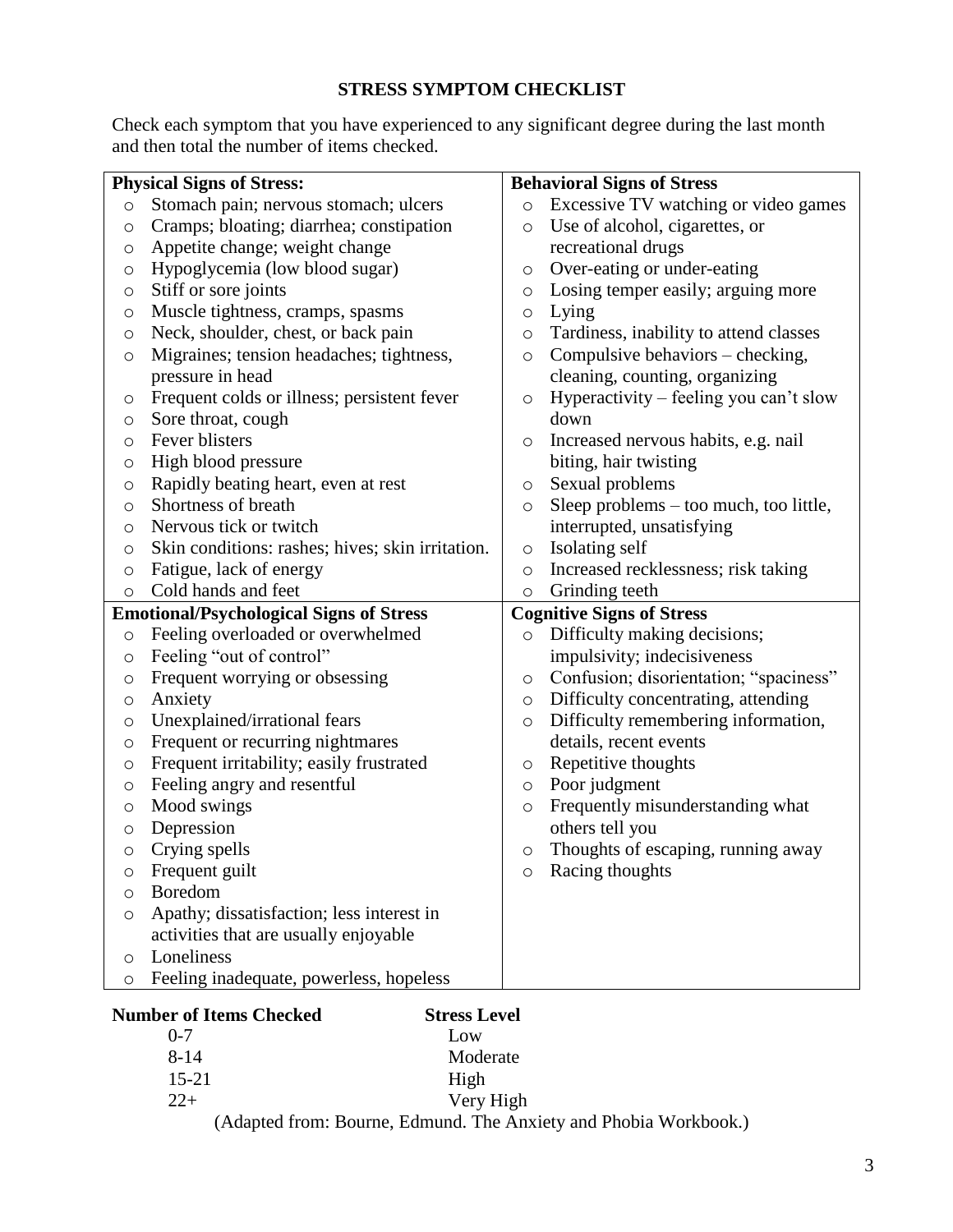# STRESS SYMPTOM CHECKLIST

Check each symptom that you have experienced to any significant degree during the last month and then total the number of items checked.

**Physical Signs of Stress:**

- Stomach pain; nervous stomach; ulcers
- Cramps; bloating; diarrhea; constipation
- Appetite change; weight change
- Hypoglycemia (low blood sugar)
- Stiff or sore joints
- Muscle tightness, cramps, spasms
- Neck, shoulder, chest, or back pain
- Migraines; tension headaches; tightness, pressure in head
- Frequent colds or illness; persistent fever
- Sore throat, cough
- Fever blisters
- High blood pressure
- Rapidly beating heart, even at rest
- Shortness of breath
- Nervous tick or twitch
- Skin conditions: rashes; hives; skin irritation.
- Fatigue, lack of energy
- Cold hands and feet

**Behavioral Signs of Stress**

- Excessive TV watching or video games
- Use of alcohol, cigarettes, or recreational drugs
- Over-eating or under-eating
- Losing temper easily; arguing more
- Lying
- Tardiness, inability to attend classes
- Compulsive behaviors – checking, cleaning, counting, organizing
- Hyperactivity – feeling you can't slow down
- Increased nervous habits, e.g. nail biting, hair twisting
- Sexual problems
- Sleep problems – too much, too little, interrupted, unsatisfying
- Isolating self
- Increased recklessness; risk taking
- Grinding teeth

**Emotional/Psychological Signs of Stress**

- Feeling overloaded or overwhelmed
- Feeling "out of control"
- Frequent worrying or obsessing
- Anxiety
- Unexplained/irrational fears
- Frequent or recurring nightmares
- Frequent irritability; easily frustrated
- Feeling angry and resentful
- Mood swings
- Depression
- Crying spells
- Frequent guilt
- Boredom
- Apathy; dissatisfaction; less interest in activities that are usually enjoyable
- Loneliness
- Feeling inadequate, powerless, hopeless

**Cognitive Signs of Stress**

- Difficulty making decisions; impulsivity; indecisiveness
- Confusion; disorientation; "spaciness"
- Difficulty concentrating, attending
- Difficulty remembering information, details, recent events
- Repetitive thoughts
- Poor judgment
- Frequently misunderstanding what others tell you
- Thoughts of escaping, running away
- Racing thoughts

| Number of Items Checked | Stress Level |
|---|---|
| 0-7 | Low |
| 8-14 | Moderate |
| 15-21 | High |
| 22+ | Very High |

(Adapted from: Bourne, Edmund. The Anxiety and Phobia Workbook.)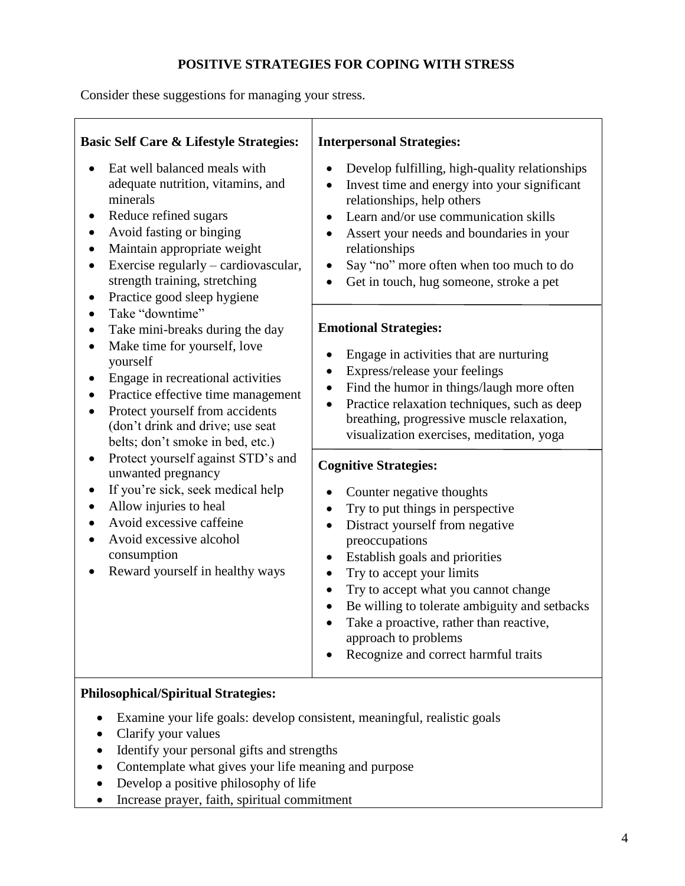# POSITIVE STRATEGIES FOR COPING WITH STRESS

Consider these suggestions for managing your stress.

**Basic Self Care & Lifestyle Strategies:**

- Eat well balanced meals with adequate nutrition, vitamins, and minerals
- Reduce refined sugars
- Avoid fasting or binging
- Maintain appropriate weight
- Exercise regularly – cardiovascular, strength training, stretching
- Practice good sleep hygiene
- Take "downtime"
- Take mini-breaks during the day
- Make time for yourself, love yourself
- Engage in recreational activities
- Practice effective time management
- Protect yourself from accidents (don't drink and drive; use seat belts; don't smoke in bed, etc.)
- Protect yourself against STD's and unwanted pregnancy
- If you're sick, seek medical help
- Allow injuries to heal
- Avoid excessive caffeine
- Avoid excessive alcohol consumption
- Reward yourself in healthy ways

**Interpersonal Strategies:**

- Develop fulfilling, high-quality relationships
- Invest time and energy into your significant relationships, help others
- Learn and/or use communication skills
- Assert your needs and boundaries in your relationships
- Say "no" more often when too much to do
- Get in touch, hug someone, stroke a pet

**Emotional Strategies:**

- Engage in activities that are nurturing
- Express/release your feelings
- Find the humor in things/laugh more often
- Practice relaxation techniques, such as deep breathing, progressive muscle relaxation, visualization exercises, meditation, yoga

**Cognitive Strategies:**

- Counter negative thoughts
- Try to put things in perspective
- Distract yourself from negative preoccupations
- Establish goals and priorities
- Try to accept your limits
- Try to accept what you cannot change
- Be willing to tolerate ambiguity and setbacks
- Take a proactive, rather than reactive, approach to problems
- Recognize and correct harmful traits

**Philosophical/Spiritual Strategies:**

- Examine your life goals: develop consistent, meaningful, realistic goals
- Clarify your values
- Identify your personal gifts and strengths
- Contemplate what gives your life meaning and purpose
- Develop a positive philosophy of life
- Increase prayer, faith, spiritual commitment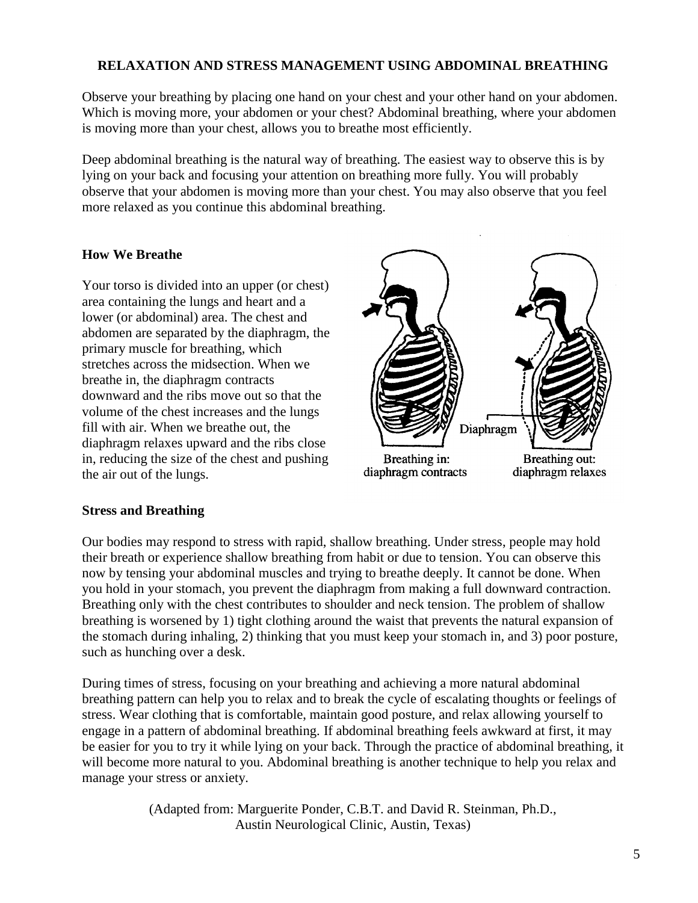## RELAXATION AND STRESS MANAGEMENT USING ABDOMINAL BREATHING

Observe your breathing by placing one hand on your chest and your other hand on your abdomen. Which is moving more, your abdomen or your chest? Abdominal breathing, where your abdomen is moving more than your chest, allows you to breathe most efficiently.

Deep abdominal breathing is the natural way of breathing. The easiest way to observe this is by lying on your back and focusing your attention on breathing more fully. You will probably observe that your abdomen is moving more than your chest. You may also observe that you feel more relaxed as you continue this abdominal breathing.

### How We Breathe

Your torso is divided into an upper (or chest) area containing the lungs and heart and a lower (or abdominal) area. The chest and abdomen are separated by the diaphragm, the primary muscle for breathing, which stretches across the midsection. When we breathe in, the diaphragm contracts downward and the ribs move out so that the volume of the chest increases and the lungs fill with air. When we breathe out, the diaphragm relaxes upward and the ribs close in, reducing the size of the chest and pushing the air out of the lungs.

Diaphragm

Breathing in: diaphragm contracts

Breathing out: diaphragm relaxes

### Stress and Breathing

Our bodies may respond to stress with rapid, shallow breathing. Under stress, people may hold their breath or experience shallow breathing from habit or due to tension. You can observe this now by tensing your abdominal muscles and trying to breathe deeply. It cannot be done. When you hold in your stomach, you prevent the diaphragm from making a full downward contraction. Breathing only with the chest contributes to shoulder and neck tension. The problem of shallow breathing is worsened by 1) tight clothing around the waist that prevents the natural expansion of the stomach during inhaling, 2) thinking that you must keep your stomach in, and 3) poor posture, such as hunching over a desk.

During times of stress, focusing on your breathing and achieving a more natural abdominal breathing pattern can help you to relax and to break the cycle of escalating thoughts or feelings of stress. Wear clothing that is comfortable, maintain good posture, and relax allowing yourself to engage in a pattern of abdominal breathing. If abdominal breathing feels awkward at first, it may be easier for you to try it while lying on your back. Through the practice of abdominal breathing, it will become more natural to you. Abdominal breathing is another technique to help you relax and manage your stress or anxiety.

(Adapted from: Marguerite Ponder, C.B.T. and David R. Steinman, Ph.D., Austin Neurological Clinic, Austin, Texas)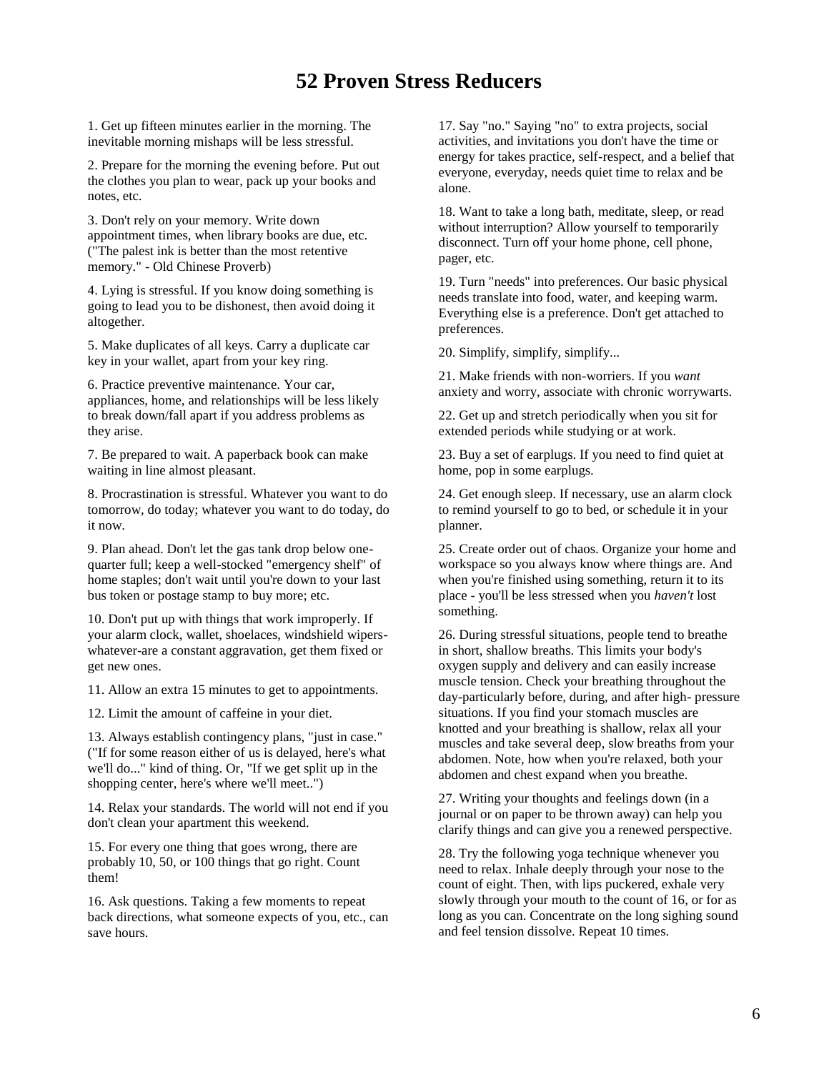# 52 Proven Stress Reducers

1. Get up fifteen minutes earlier in the morning. The inevitable morning mishaps will be less stressful.

2. Prepare for the morning the evening before. Put out the clothes you plan to wear, pack up your books and notes, etc.

3. Don't rely on your memory. Write down appointment times, when library books are due, etc. ("The palest ink is better than the most retentive memory." - Old Chinese Proverb)

4. Lying is stressful. If you know doing something is going to lead you to be dishonest, then avoid doing it altogether.

5. Make duplicates of all keys. Carry a duplicate car key in your wallet, apart from your key ring.

6. Practice preventive maintenance. Your car, appliances, home, and relationships will be less likely to break down/fall apart if you address problems as they arise.

7. Be prepared to wait. A paperback book can make waiting in line almost pleasant.

8. Procrastination is stressful. Whatever you want to do tomorrow, do today; whatever you want to do today, do it now.

9. Plan ahead. Don't let the gas tank drop below one-quarter full; keep a well-stocked "emergency shelf" of home staples; don't wait until you're down to your last bus token or postage stamp to buy more; etc.

10. Don't put up with things that work improperly. If your alarm clock, wallet, shoelaces, windshield wipers-whatever-are a constant aggravation, get them fixed or get new ones.

11. Allow an extra 15 minutes to get to appointments.

12. Limit the amount of caffeine in your diet.

13. Always establish contingency plans, "just in case." ("If for some reason either of us is delayed, here's what we'll do..." kind of thing. Or, "If we get split up in the shopping center, here's where we'll meet..")

14. Relax your standards. The world will not end if you don't clean your apartment this weekend.

15. For every one thing that goes wrong, there are probably 10, 50, or 100 things that go right. Count them!

16. Ask questions. Taking a few moments to repeat back directions, what someone expects of you, etc., can save hours.

17. Say "no." Saying "no" to extra projects, social activities, and invitations you don't have the time or energy for takes practice, self-respect, and a belief that everyone, everyday, needs quiet time to relax and be alone.

18. Want to take a long bath, meditate, sleep, or read without interruption? Allow yourself to temporarily disconnect. Turn off your home phone, cell phone, pager, etc.

19. Turn "needs" into preferences. Our basic physical needs translate into food, water, and keeping warm. Everything else is a preference. Don't get attached to preferences.

20. Simplify, simplify, simplify...

21. Make friends with non-worriers. If you *want* anxiety and worry, associate with chronic worrywarts.

22. Get up and stretch periodically when you sit for extended periods while studying or at work.

23. Buy a set of earplugs. If you need to find quiet at home, pop in some earplugs.

24. Get enough sleep. If necessary, use an alarm clock to remind yourself to go to bed, or schedule it in your planner.

25. Create order out of chaos. Organize your home and workspace so you always know where things are. And when you're finished using something, return it to its place - you'll be less stressed when you *haven't* lost something.

26. During stressful situations, people tend to breathe in short, shallow breaths. This limits your body's oxygen supply and delivery and can easily increase muscle tension. Check your breathing throughout the day-particularly before, during, and after high- pressure situations. If you find your stomach muscles are knotted and your breathing is shallow, relax all your muscles and take several deep, slow breaths from your abdomen. Note, how when you're relaxed, both your abdomen and chest expand when you breathe.

27. Writing your thoughts and feelings down (in a journal or on paper to be thrown away) can help you clarify things and can give you a renewed perspective.

28. Try the following yoga technique whenever you need to relax. Inhale deeply through your nose to the count of eight. Then, with lips puckered, exhale very slowly through your mouth to the count of 16, or for as long as you can. Concentrate on the long sighing sound and feel tension dissolve. Repeat 10 times.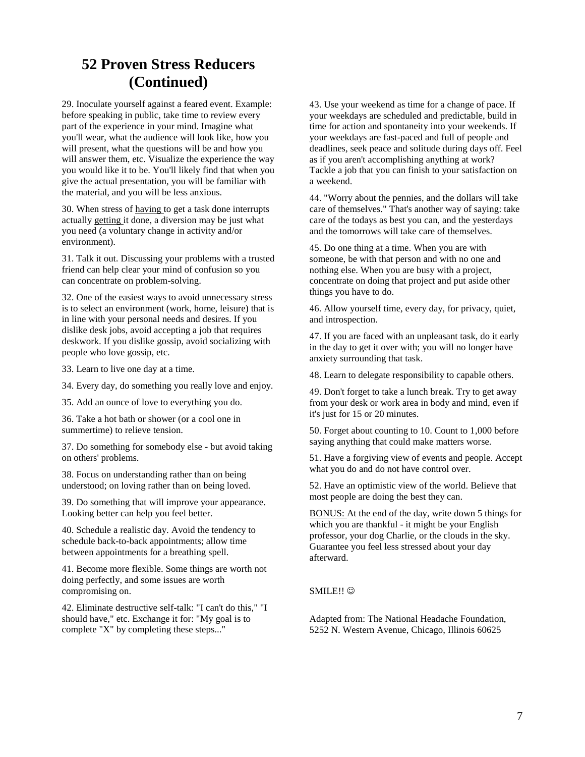# 52 Proven Stress Reducers (Continued)

29. Inoculate yourself against a feared event. Example: before speaking in public, take time to review every part of the experience in your mind. Imagine what you'll wear, what the audience will look like, how you will present, what the questions will be and how you will answer them, etc. Visualize the experience the way you would like it to be. You'll likely find that when you give the actual presentation, you will be familiar with the material, and you will be less anxious.

30. When stress of <u>having</u> to get a task done interrupts actually <u>getting</u> it done, a diversion may be just what you need (a voluntary change in activity and/or environment).

31. Talk it out. Discussing your problems with a trusted friend can help clear your mind of confusion so you can concentrate on problem-solving.

32. One of the easiest ways to avoid unnecessary stress is to select an environment (work, home, leisure) that is in line with your personal needs and desires. If you dislike desk jobs, avoid accepting a job that requires deskwork. If you dislike gossip, avoid socializing with people who love gossip, etc.

33. Learn to live one day at a time.

34. Every day, do something you really love and enjoy.

35. Add an ounce of love to everything you do.

36. Take a hot bath or shower (or a cool one in summertime) to relieve tension.

37. Do something for somebody else - but avoid taking on others' problems.

38. Focus on understanding rather than on being understood; on loving rather than on being loved.

39. Do something that will improve your appearance. Looking better can help you feel better.

40. Schedule a realistic day. Avoid the tendency to schedule back-to-back appointments; allow time between appointments for a breathing spell.

41. Become more flexible. Some things are worth not doing perfectly, and some issues are worth compromising on.

42. Eliminate destructive self-talk: "I can't do this," "I should have," etc. Exchange it for: "My goal is to complete "X" by completing these steps..."

43. Use your weekend as time for a change of pace. If your weekdays are scheduled and predictable, build in time for action and spontaneity into your weekends. If your weekdays are fast-paced and full of people and deadlines, seek peace and solitude during days off. Feel as if you aren't accomplishing anything at work? Tackle a job that you can finish to your satisfaction on a weekend.

44. "Worry about the pennies, and the dollars will take care of themselves." That's another way of saying: take care of the todays as best you can, and the yesterdays and the tomorrows will take care of themselves.

45. Do one thing at a time. When you are with someone, be with that person and with no one and nothing else. When you are busy with a project, concentrate on doing that project and put aside other things you have to do.

46. Allow yourself time, every day, for privacy, quiet, and introspection.

47. If you are faced with an unpleasant task, do it early in the day to get it over with; you will no longer have anxiety surrounding that task.

48. Learn to delegate responsibility to capable others.

49. Don't forget to take a lunch break. Try to get away from your desk or work area in body and mind, even if it's just for 15 or 20 minutes.

50. Forget about counting to 10. Count to 1,000 before saying anything that could make matters worse.

51. Have a forgiving view of events and people. Accept what you do and do not have control over.

52. Have an optimistic view of the world. Believe that most people are doing the best they can.

<u>BONUS:</u> At the end of the day, write down 5 things for which you are thankful - it might be your English professor, your dog Charlie, or the clouds in the sky. Guarantee you feel less stressed about your day afterward.

SMILE!! ☺

Adapted from: The National Headache Foundation, 5252 N. Western Avenue, Chicago, Illinois 60625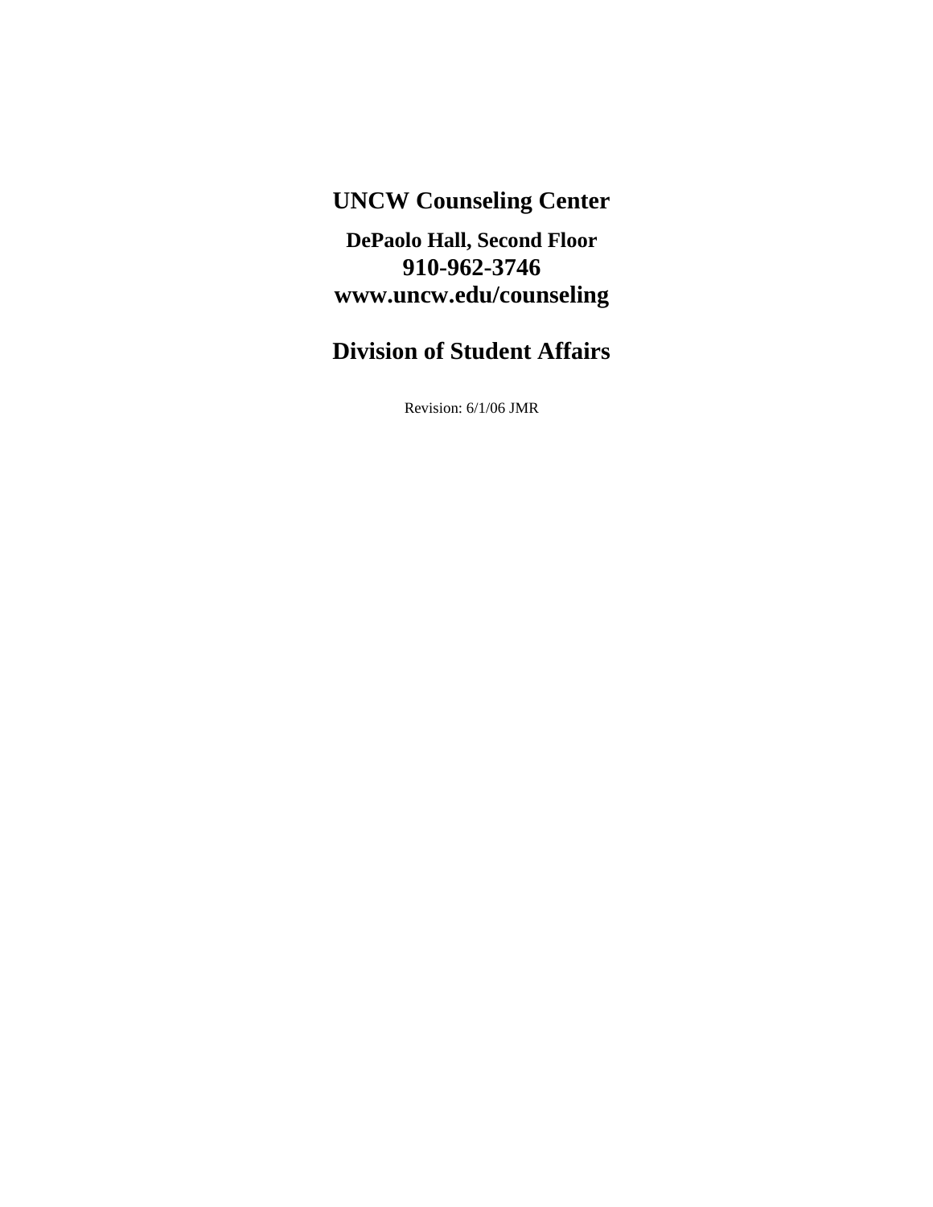# UNCW Counseling Center

**DePaolo Hall, Second Floor**
**910-962-3746**
**www.uncw.edu/counseling**

## Division of Student Affairs

Revision: 6/1/06 JMR